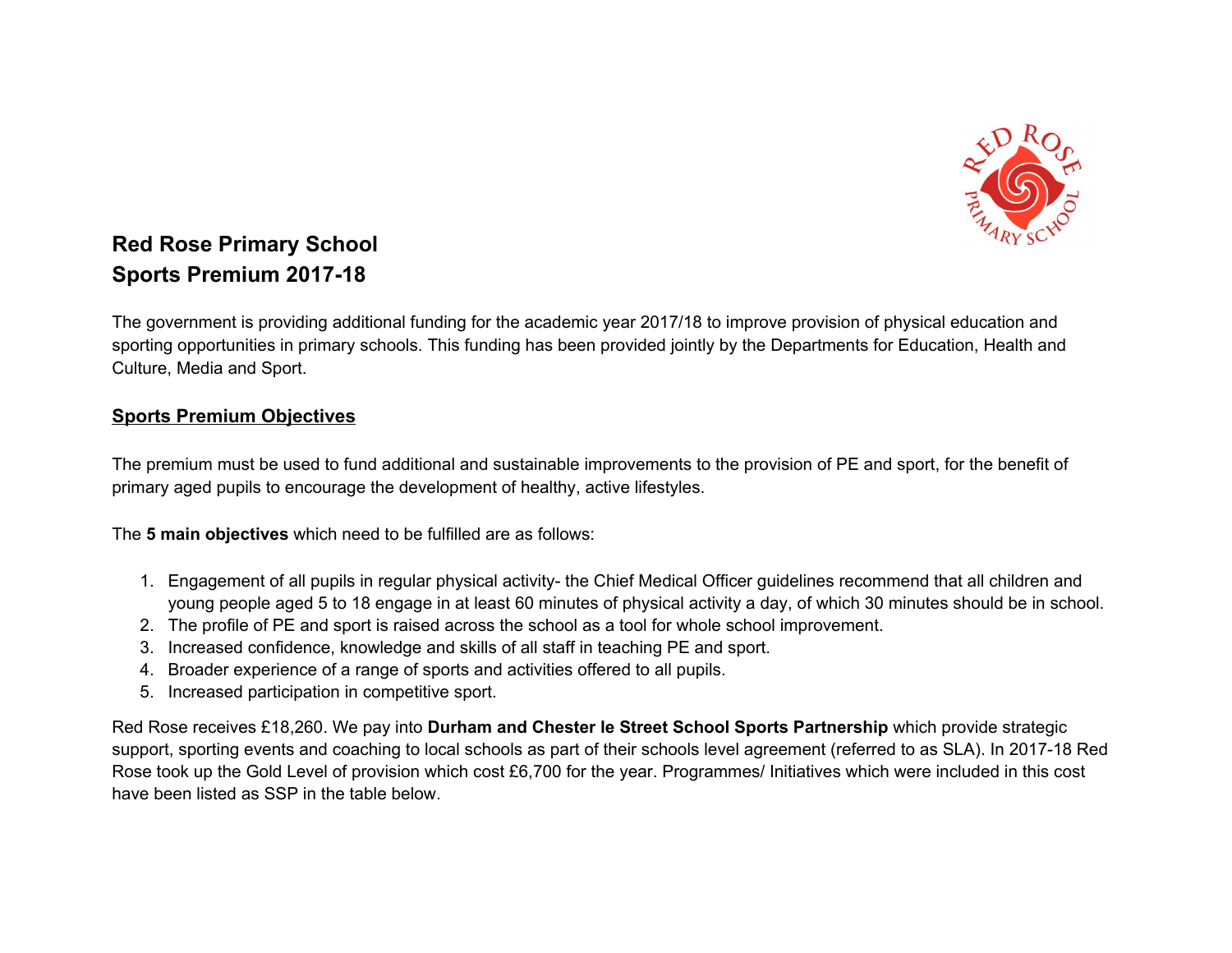# Red Rose Primary School
# Sports Premium 2017-18

The government is providing additional funding for the academic year 2017/18 to improve provision of physical education and sporting opportunities in primary schools. This funding has been provided jointly by the Departments for Education, Health and Culture, Media and Sport.

## Sports Premium Objectives

The premium must be used to fund additional and sustainable improvements to the provision of PE and sport, for the benefit of primary aged pupils to encourage the development of healthy, active lifestyles.

The **5 main objectives** which need to be fulfilled are as follows:

1. Engagement of all pupils in regular physical activity- the Chief Medical Officer guidelines recommend that all children and young people aged 5 to 18 engage in at least 60 minutes of physical activity a day, of which 30 minutes should be in school.
2. The profile of PE and sport is raised across the school as a tool for whole school improvement.
3. Increased confidence, knowledge and skills of all staff in teaching PE and sport.
4. Broader experience of a range of sports and activities offered to all pupils.
5. Increased participation in competitive sport.

Red Rose receives £18,260. We pay into **Durham and Chester le Street School Sports Partnership** which provide strategic support, sporting events and coaching to local schools as part of their schools level agreement (referred to as SLA). In 2017-18 Red Rose took up the Gold Level of provision which cost £6,700 for the year. Programmes/ Initiatives which were included in this cost have been listed as SSP in the table below.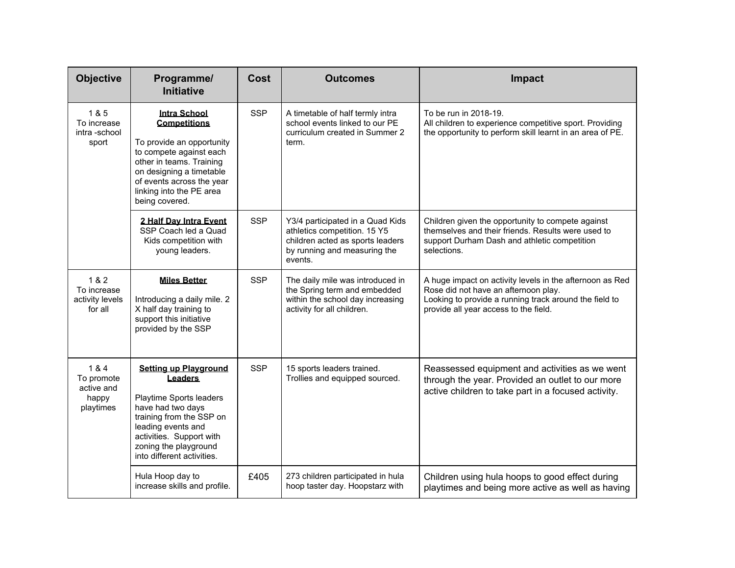| Objective | Programme/ Initiative | Cost | Outcomes | Impact |
|---|---|---|---|---|
| 1 & 5<br>To increase intra -school sport | **Intra School Competitions**<br><br>To provide an opportunity to compete against each other in teams. Training on designing a timetable of events across the year linking into the PE area being covered. | SSP | A timetable of half termly intra school events linked to our PE curriculum created in Summer 2 term. | To be run in 2018-19.<br>All children to experience competitive sport. Providing the opportunity to perform skill learnt in an area of PE. |
| | **2 Half Day Intra Event**<br>SSP Coach led a Quad Kids competition with young leaders. | SSP | Y3/4 participated in a Quad Kids athletics competition. 15 Y5 children acted as sports leaders by running and measuring the events. | Children given the opportunity to compete against themselves and their friends. Results were used to support Durham Dash and athletic competition selections. |
| 1 & 2<br>To increase activity levels for all | **Miles Better**<br><br>Introducing a daily mile. 2 X half day training to support this initiative provided by the SSP | SSP | The daily mile was introduced in the Spring term and embedded within the school day increasing activity for all children. | A huge impact on activity levels in the afternoon as Red Rose did not have an afternoon play.<br>Looking to provide a running track around the field to provide all year access to the field. |
| 1 & 4<br>To promote active and happy playtimes | **Setting up Playground Leaders**<br><br>Playtime Sports leaders have had two days training from the SSP on leading events and activities. Support with zoning the playground into different activities. | SSP | 15 sports leaders trained.<br>Trollies and equipped sourced. | Reassessed equipment and activities as we went through the year. Provided an outlet to our more active children to take part in a focused activity. |
| | Hula Hoop day to increase skills and profile. | £405 | 273 children participated in hula hoop taster day. Hoopstarz with | Children using hula hoops to good effect during playtimes and being more active as well as having |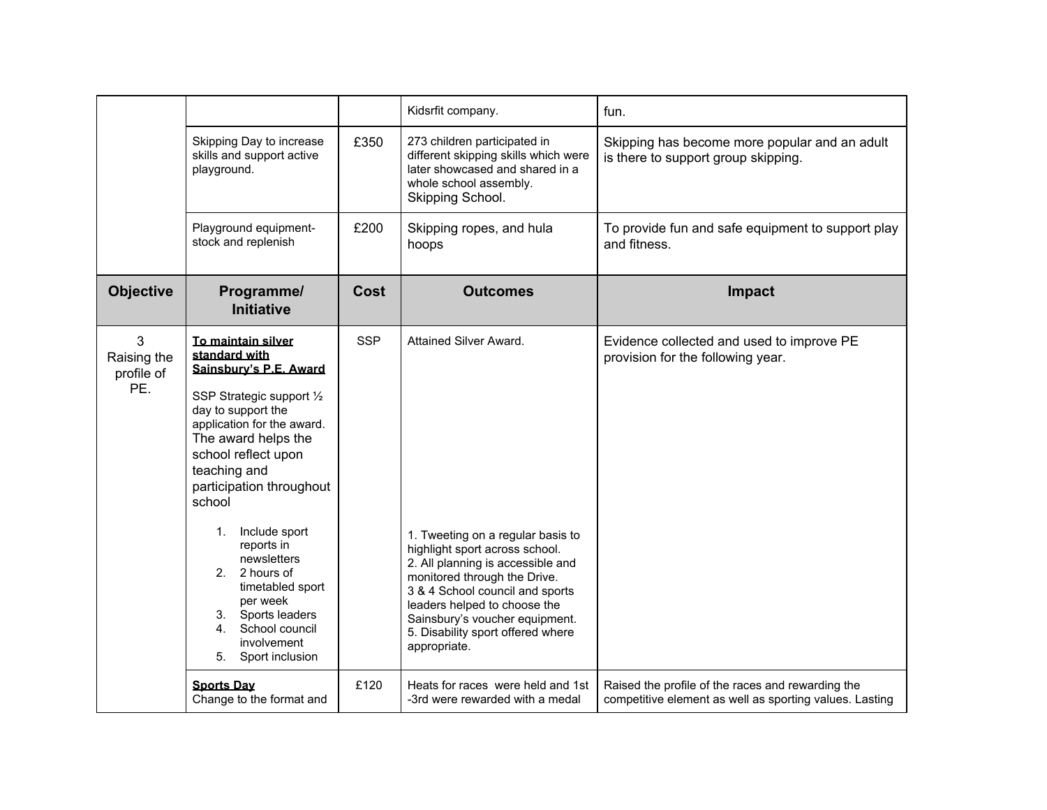| | | | Kidsrfit company. | fun. |
|---|---|---|---|---|
| | Skipping Day to increase skills and support active playground. | £350 | 273 children participated in different skipping skills which were later showcased and shared in a whole school assembly. Skipping School. | Skipping has become more popular and an adult is there to support group skipping. |
| | Playground equipment- stock and replenish | £200 | Skipping ropes, and hula hoops | To provide fun and safe equipment to support play and fitness. |
| **Objective** | **Programme/ Initiative** | **Cost** | **Outcomes** | **Impact** |
| 3 Raising the profile of PE. | **To maintain silver standard with Sainsbury's P.E. Award**<br><br>SSP Strategic support ½ day to support the application for the award. The award helps the school reflect upon teaching and participation throughout school<br><br>1. Include sport reports in newsletters<br>2. 2 hours of timetabled sport per week<br>3. Sports leaders<br>4. School council involvement<br>5. Sport inclusion | SSP | Attained Silver Award.<br><br>1. Tweeting on a regular basis to highlight sport across school.<br>2. All planning is accessible and monitored through the Drive.<br>3 & 4 School council and sports leaders helped to choose the Sainsbury's voucher equipment.<br>5. Disability sport offered where appropriate. | Evidence collected and used to improve PE provision for the following year. |
| | **Sports Day**<br>Change to the format and | £120 | Heats for races were held and 1st -3rd were rewarded with a medal | Raised the profile of the races and rewarding the competitive element as well as sporting values. Lasting |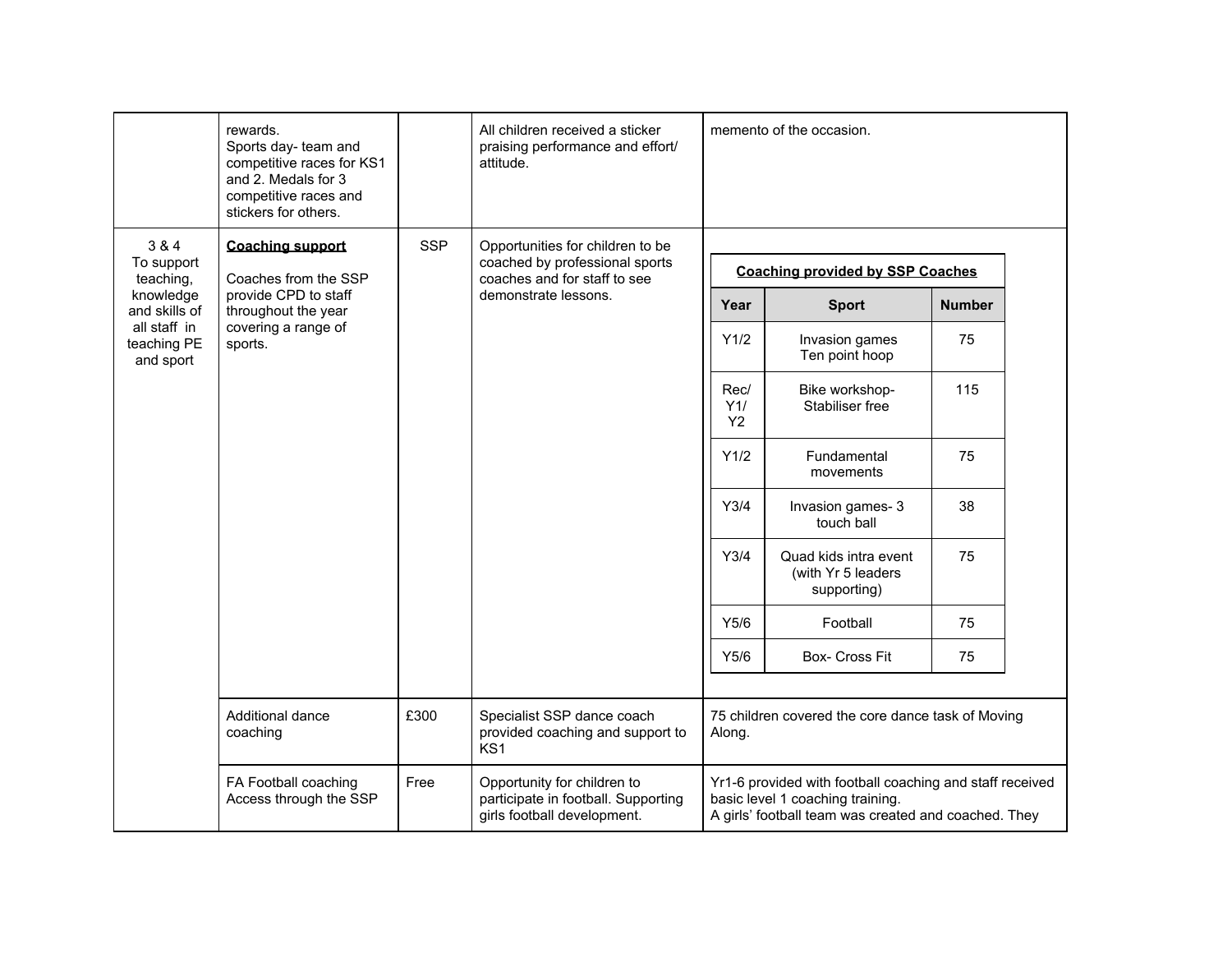| | | | | |
|---|---|---|---|---|
| | rewards.<br>Sports day- team and competitive races for KS1 and 2. Medals for 3 competitive races and stickers for others. | | All children received a sticker praising performance and effort/ attitude. | memento of the occasion. |
| 3 & 4<br>To support teaching, knowledge and skills of all staff in teaching PE and sport | **Coaching support**<br><br>Coaches from the SSP provide CPD to staff throughout the year covering a range of sports. | SSP | Opportunities for children to be coached by professional sports coaches and for staff to see demonstrate lessons. | **Coaching provided by SSP Coaches** (see table below) |
| | Additional dance coaching | £300 | Specialist SSP dance coach provided coaching and support to KS1 | 75 children covered the core dance task of Moving Along. |
| | FA Football coaching Access through the SSP | Free | Opportunity for children to participate in football. Supporting girls football development. | Yr1-6 provided with football coaching and staff received basic level 1 coaching training.<br>A girls' football team was created and coached. They |

**Coaching provided by SSP Coaches**

| Year | Sport | Number |
|---|---|---|
| Y1/2 | Invasion games<br>Ten point hoop | 75 |
| Rec/ Y1/ Y2 | Bike workshop- Stabiliser free | 115 |
| Y1/2 | Fundamental movements | 75 |
| Y3/4 | Invasion games- 3 touch ball | 38 |
| Y3/4 | Quad kids intra event (with Yr 5 leaders supporting) | 75 |
| Y5/6 | Football | 75 |
| Y5/6 | Box- Cross Fit | 75 |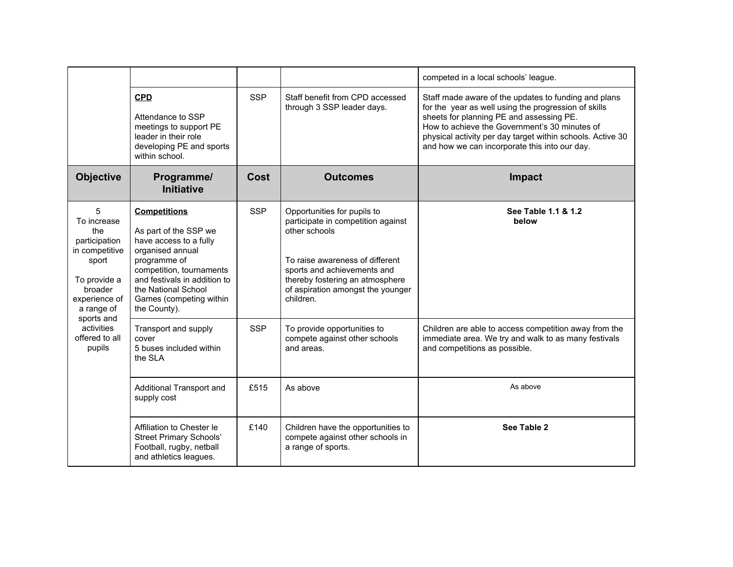| Objective | Programme/ Initiative | Cost | Outcomes | Impact |
| --- | --- | --- | --- | --- |
| | | | | competed in a local schools' league. |
| | **CPD**<br><br>Attendance to SSP meetings to support PE leader in their role developing PE and sports within school. | SSP | Staff benefit from CPD accessed through 3 SSP leader days. | Staff made aware of the updates to funding and plans for the year as well using the progression of skills sheets for planning PE and assessing PE.<br>How to achieve the Government's 30 minutes of physical activity per day target within schools. Active 30 and how we can incorporate this into our day. |
| **Objective** | **Programme/ Initiative** | **Cost** | **Outcomes** | **Impact** |
| 5<br>To increase the participation in competitive sport<br><br>To provide a broader experience of a range of sports and activities offered to all pupils | **Competitions**<br><br>As part of the SSP we have access to a fully organised annual programme of competition, tournaments and festivals in addition to the National School Games (competing within the County). | SSP | Opportunities for pupils to participate in competition against other schools<br><br>To raise awareness of different sports and achievements and thereby fostering an atmosphere of aspiration amongst the younger children. | **See Table 1.1 & 1.2 below** |
| | Transport and supply cover<br>5 buses included within the SLA | SSP | To provide opportunities to compete against other schools and areas. | Children are able to access competition away from the immediate area. We try and walk to as many festivals and competitions as possible. |
| | Additional Transport and supply cost | £515 | As above | As above |
| | Affiliation to Chester le Street Primary Schools' Football, rugby, netball and athletics leagues. | £140 | Children have the opportunities to compete against other schools in a range of sports. | **See Table 2** |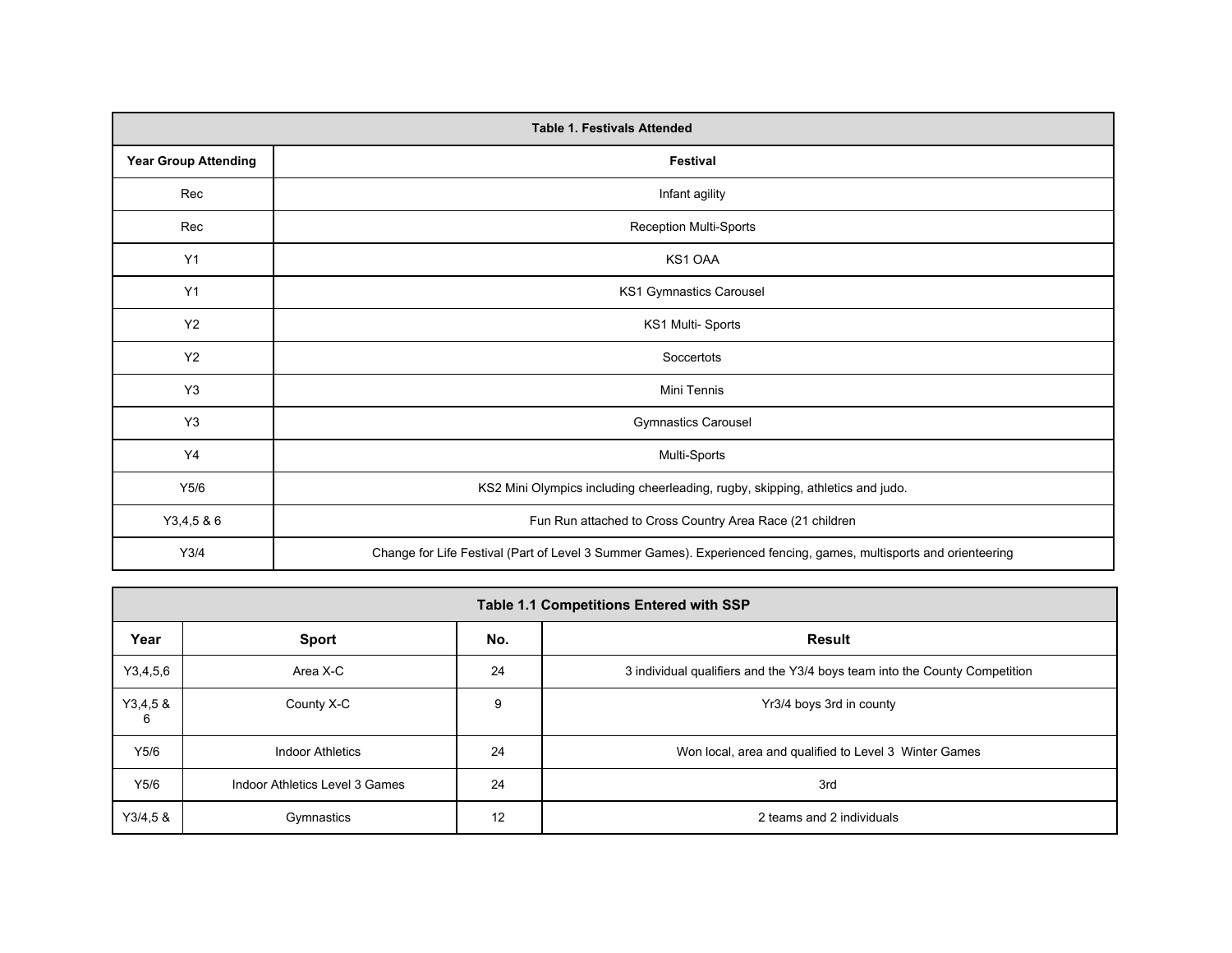| Table 1. Festivals Attended | |
|---|---|
| **Year Group Attending** | **Festival** |
| Rec | Infant agility |
| Rec | Reception Multi-Sports |
| Y1 | KS1 OAA |
| Y1 | KS1 Gymnastics Carousel |
| Y2 | KS1 Multi- Sports |
| Y2 | Soccertots |
| Y3 | Mini Tennis |
| Y3 | Gymnastics Carousel |
| Y4 | Multi-Sports |
| Y5/6 | KS2 Mini Olympics including cheerleading, rugby, skipping, athletics and judo. |
| Y3,4,5 & 6 | Fun Run attached to Cross Country Area Race (21 children |
| Y3/4 | Change for Life Festival (Part of Level 3 Summer Games). Experienced fencing, games, multisports and orienteering |

| Table 1.1 Competitions Entered with SSP | | | |
|---|---|---|---|
| **Year** | **Sport** | **No.** | **Result** |
| Y3,4,5,6 | Area X-C | 24 | 3 individual qualifiers and the Y3/4 boys team into the County Competition |
| Y3,4,5 & 6 | County X-C | 9 | Yr3/4 boys 3rd in county |
| Y5/6 | Indoor Athletics | 24 | Won local, area and qualified to Level 3 Winter Games |
| Y5/6 | Indoor Athletics Level 3 Games | 24 | 3rd |
| Y3/4,5 & | Gymnastics | 12 | 2 teams and 2 individuals |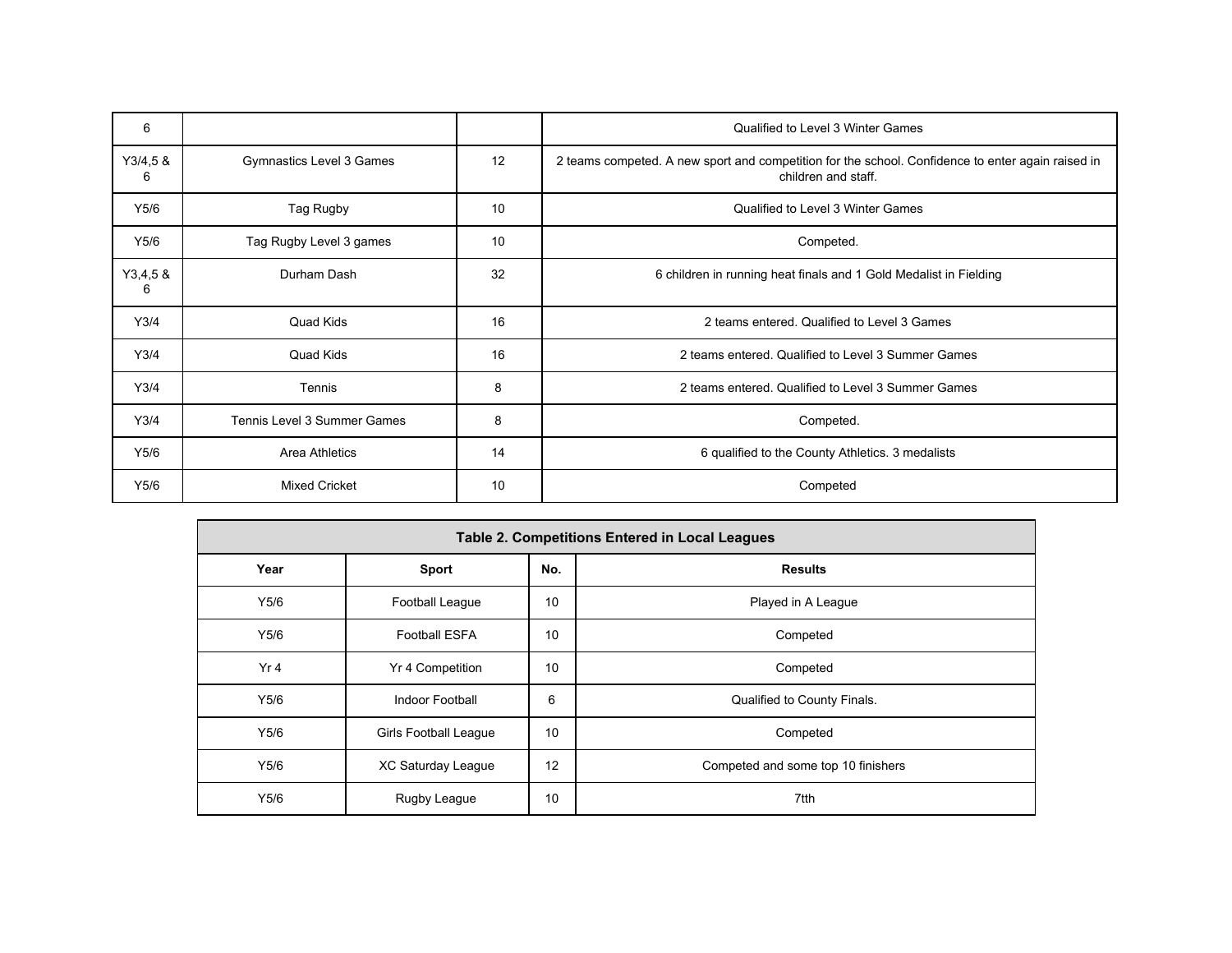| | | | |
|---|---|---|---|
| 6 | | | Qualified to Level 3 Winter Games |
| Y3/4,5 & 6 | Gymnastics Level 3 Games | 12 | 2 teams competed. A new sport and competition for the school. Confidence to enter again raised in children and staff. |
| Y5/6 | Tag Rugby | 10 | Qualified to Level 3 Winter Games |
| Y5/6 | Tag Rugby Level 3 games | 10 | Competed. |
| Y3,4,5 & 6 | Durham Dash | 32 | 6 children in running heat finals and 1 Gold Medalist in Fielding |
| Y3/4 | Quad Kids | 16 | 2 teams entered. Qualified to Level 3 Games |
| Y3/4 | Quad Kids | 16 | 2 teams entered. Qualified to Level 3 Summer Games |
| Y3/4 | Tennis | 8 | 2 teams entered. Qualified to Level 3 Summer Games |
| Y3/4 | Tennis Level 3 Summer Games | 8 | Competed. |
| Y5/6 | Area Athletics | 14 | 6 qualified to the County Athletics. 3 medalists |
| Y5/6 | Mixed Cricket | 10 | Competed |

**Table 2. Competitions Entered in Local Leagues**

| Year | Sport | No. | Results |
|---|---|---|---|
| Y5/6 | Football League | 10 | Played in A League |
| Y5/6 | Football ESFA | 10 | Competed |
| Yr 4 | Yr 4 Competition | 10 | Competed |
| Y5/6 | Indoor Football | 6 | Qualified to County Finals. |
| Y5/6 | Girls Football League | 10 | Competed |
| Y5/6 | XC Saturday League | 12 | Competed and some top 10 finishers |
| Y5/6 | Rugby League | 10 | 7tth |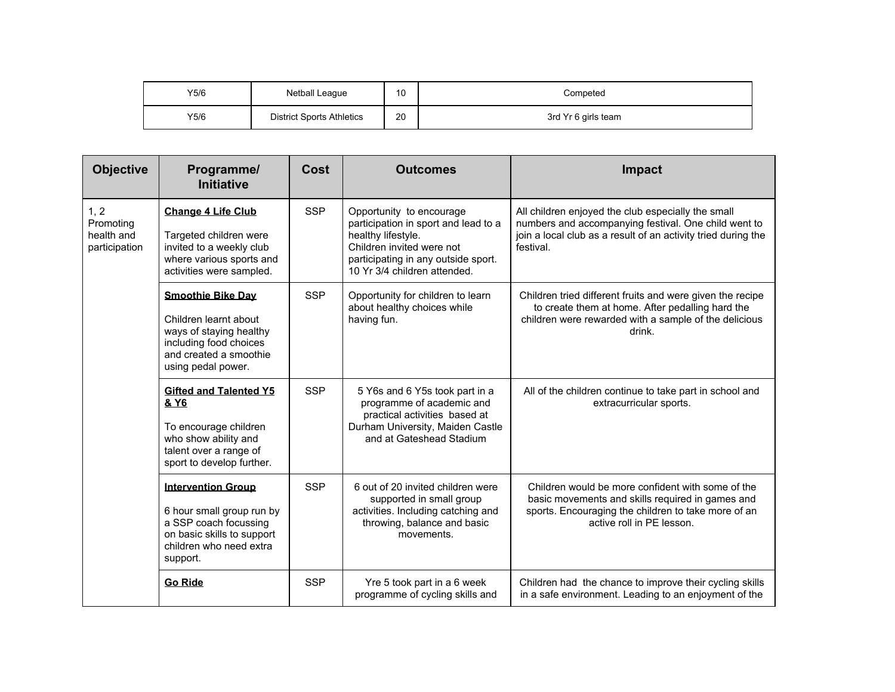| | | | |
|---|---|---|---|
| Y5/6 | Netball League | 10 | Competed |
| Y5/6 | District Sports Athletics | 20 | 3rd Yr 6 girls team |

| Objective | Programme/ Initiative | Cost | Outcomes | Impact |
|---|---|---|---|---|
| 1, 2 Promoting health and participation | **Change 4 Life Club**<br><br>Targeted children were invited to a weekly club where various sports and activities were sampled. | SSP | Opportunity to encourage participation in sport and lead to a healthy lifestyle.<br>Children invited were not participating in any outside sport.<br>10 Yr 3/4 children attended. | All children enjoyed the club especially the small numbers and accompanying festival. One child went to join a local club as a result of an activity tried during the festival. |
| | **Smoothie Bike Day**<br><br>Children learnt about ways of staying healthy including food choices and created a smoothie using pedal power. | SSP | Opportunity for children to learn about healthy choices while having fun. | Children tried different fruits and were given the recipe to create them at home. After pedalling hard the children were rewarded with a sample of the delicious drink. |
| | **Gifted and Talented Y5 & Y6**<br><br>To encourage children who show ability and talent over a range of sport to develop further. | SSP | 5 Y6s and 6 Y5s took part in a programme of academic and practical activities based at Durham University, Maiden Castle and at Gateshead Stadium | All of the children continue to take part in school and extracurricular sports. |
| | **Intervention Group**<br><br>6 hour small group run by a SSP coach focussing on basic skills to support children who need extra support. | SSP | 6 out of 20 invited children were supported in small group activities. Including catching and throwing, balance and basic movements. | Children would be more confident with some of the basic movements and skills required in games and sports. Encouraging the children to take more of an active roll in PE lesson. |
| | **Go Ride** | SSP | Yre 5 took part in a 6 week programme of cycling skills and | Children had the chance to improve their cycling skills in a safe environment. Leading to an enjoyment of the |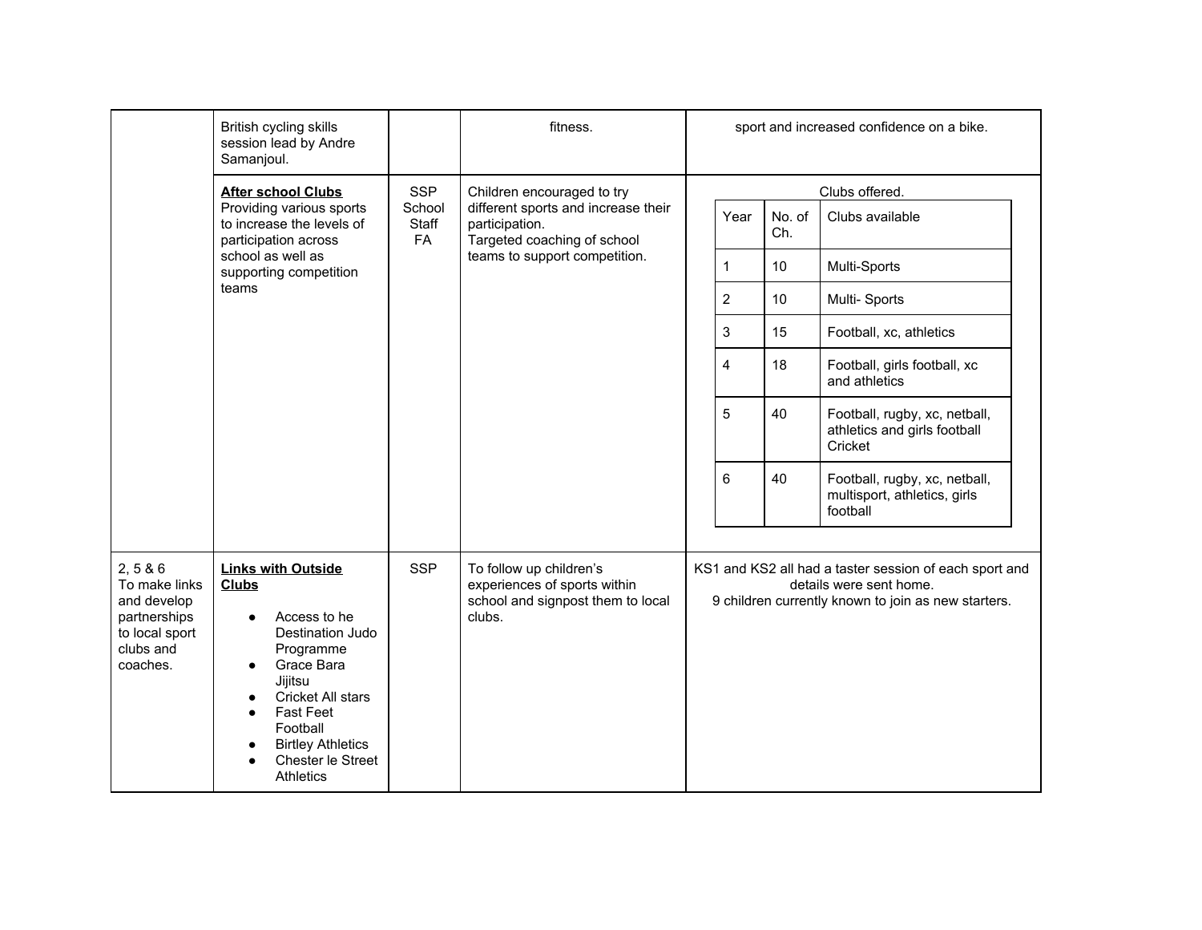| | | | | |
|---|---|---|---|---|
| | British cycling skills session lead by Andre Samanjoul. | | fitness. | sport and increased confidence on a bike. |
| | **After school Clubs**<br>Providing various sports to increase the levels of participation across school as well as supporting competition teams | SSP<br>School Staff<br>FA | Children encouraged to try different sports and increase their participation.<br>Targeted coaching of school teams to support competition. | Clubs offered.<br><br>Year \| No. of Ch. \| Clubs available<br>1 \| 10 \| Multi-Sports<br>2 \| 10 \| Multi- Sports<br>3 \| 15 \| Football, xc, athletics<br>4 \| 18 \| Football, girls football, xc and athletics<br>5 \| 40 \| Football, rugby, xc, netball, athletics and girls football Cricket<br>6 \| 40 \| Football, rugby, xc, netball, multisport, athletics, girls football |
| 2, 5 & 6<br>To make links and develop partnerships to local sport clubs and coaches. | **Links with Outside Clubs**<br>• Access to he Destination Judo Programme<br>• Grace Bara Jijitsu<br>• Cricket All stars<br>• Fast Feet Football<br>• Birtley Athletics<br>• Chester le Street Athletics | SSP | To follow up children's experiences of sports within school and signpost them to local clubs. | KS1 and KS2 all had a taster session of each sport and details were sent home.<br>9 children currently known to join as new starters. |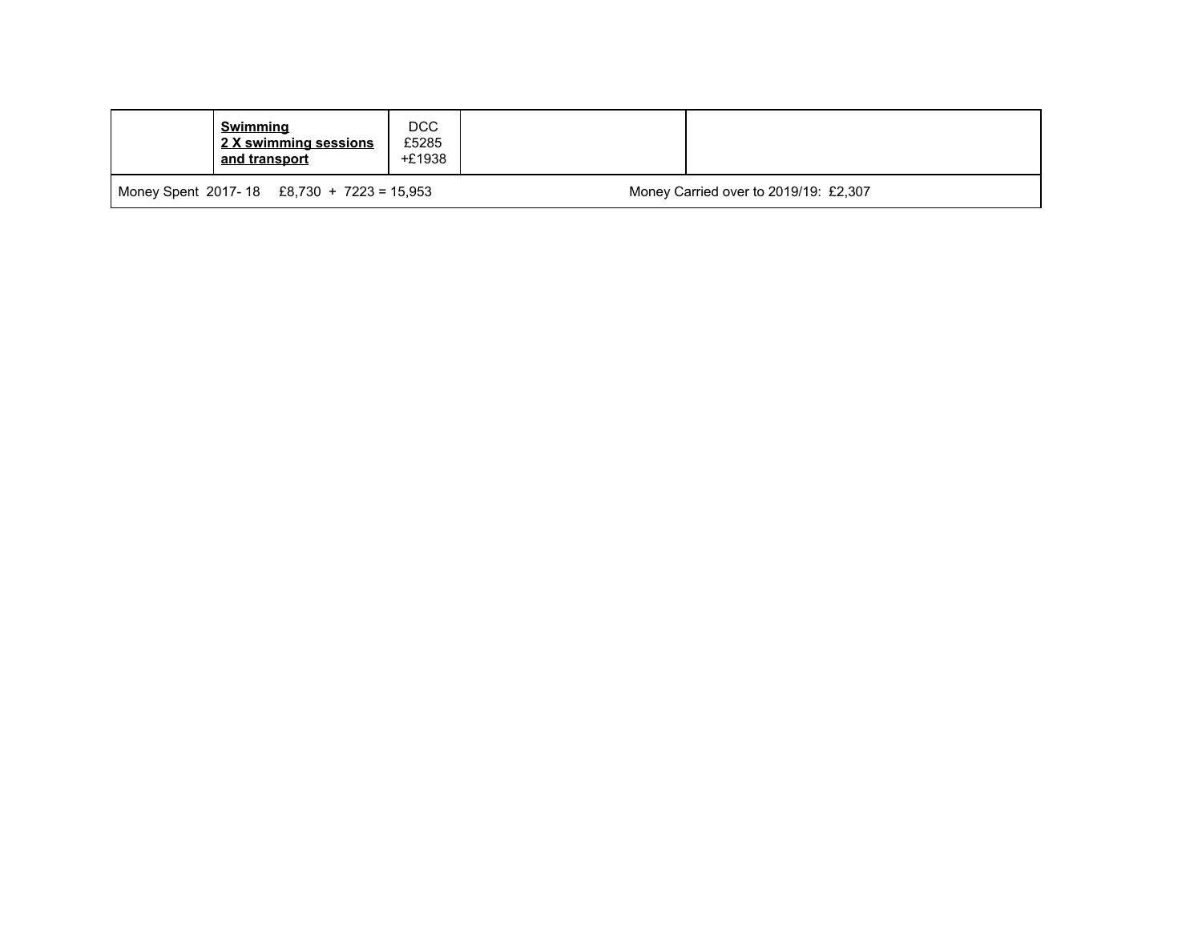| | | | | |
|---|---|---|---|---|
| | **Swimming** **2 X swimming sessions and transport** | DCC £5285 +£1938 | | |
| Money Spent 2017- 18 £8,730 + 7223 = 15,953 | | | Money Carried over to 2019/19: £2,307 | |